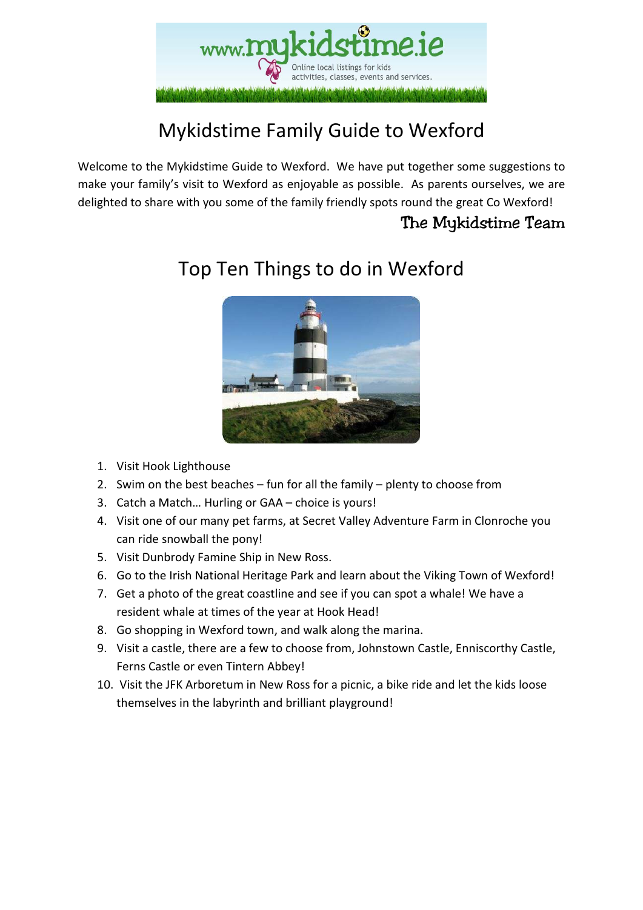# Mykidstime Family Guide to Wexford

Welcome to the Mykidstime Guide to Wexford. We have put together some suggestions to make your family's visit to Wexford as enjoyable as possible. As parents ourselves, we are delighted to share with you some of the family friendly spots round the great Co Wexford!

The Mykidstime Team

## Top Ten Things to do in Wexford

1. Visit Hook Lighthouse
2. Swim on the best beaches – fun for all the family – plenty to choose from
3. Catch a Match… Hurling or GAA – choice is yours!
4. Visit one of our many pet farms, at Secret Valley Adventure Farm in Clonroche you can ride snowball the pony!
5. Visit Dunbrody Famine Ship in New Ross.
6. Go to the Irish National Heritage Park and learn about the Viking Town of Wexford!
7. Get a photo of the great coastline and see if you can spot a whale! We have a resident whale at times of the year at Hook Head!
8. Go shopping in Wexford town, and walk along the marina.
9. Visit a castle, there are a few to choose from, Johnstown Castle, Enniscorthy Castle, Ferns Castle or even Tintern Abbey!
10. Visit the JFK Arboretum in New Ross for a picnic, a bike ride and let the kids loose themselves in the labyrinth and brilliant playground!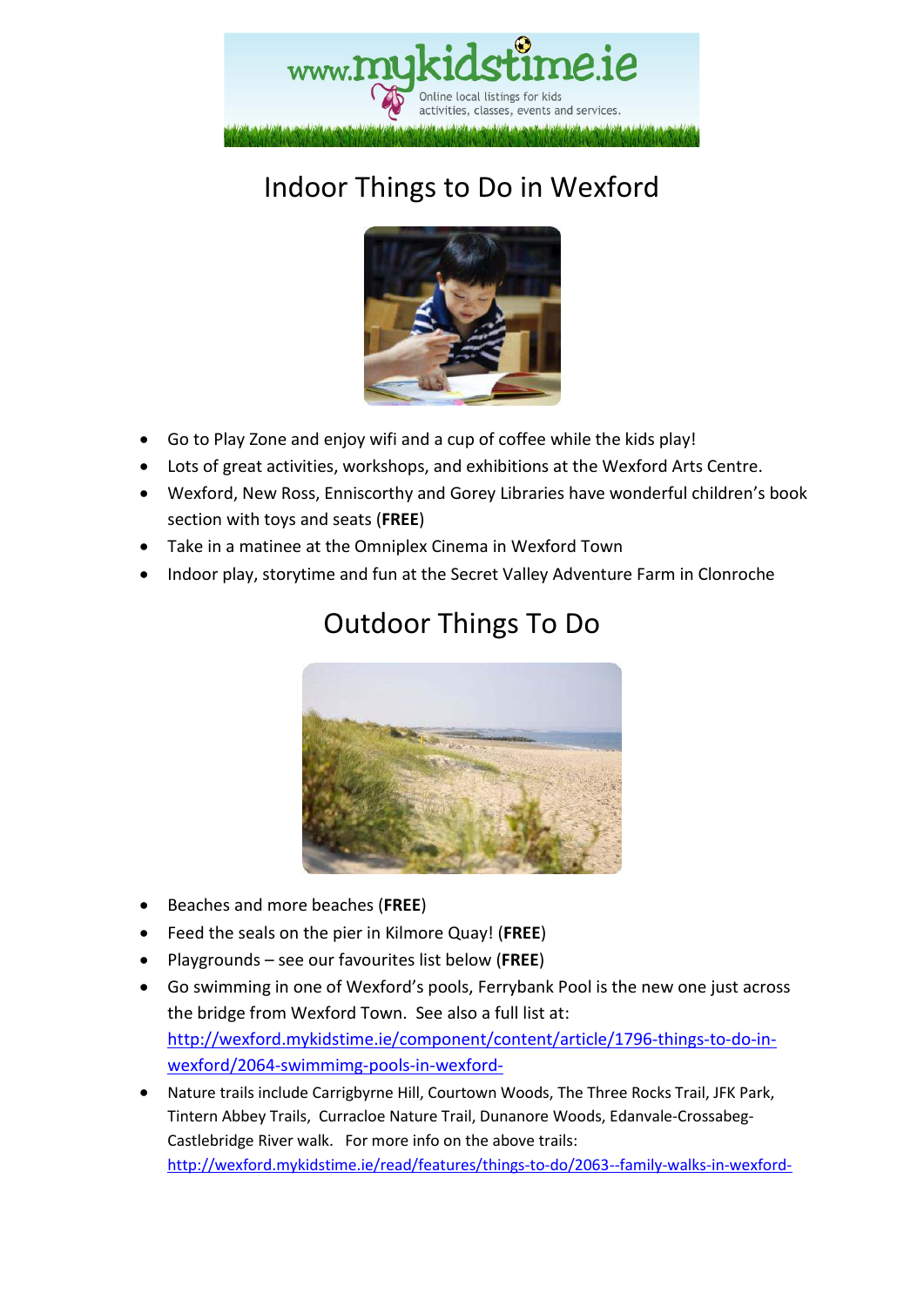# Indoor Things to Do in Wexford

- Go to Play Zone and enjoy wifi and a cup of coffee while the kids play!
- Lots of great activities, workshops, and exhibitions at the Wexford Arts Centre.
- Wexford, New Ross, Enniscorthy and Gorey Libraries have wonderful children's book section with toys and seats (**FREE**)
- Take in a matinee at the Omniplex Cinema in Wexford Town
- Indoor play, storytime and fun at the Secret Valley Adventure Farm in Clonroche

# Outdoor Things To Do

- Beaches and more beaches (**FREE**)
- Feed the seals on the pier in Kilmore Quay! (**FREE**)
- Playgrounds – see our favourites list below (**FREE**)
- Go swimming in one of Wexford's pools, Ferrybank Pool is the new one just across the bridge from Wexford Town. See also a full list at: http://wexford.mykidstime.ie/component/content/article/1796-things-to-do-in-wexford/2064-swimmimg-pools-in-wexford-
- Nature trails include Carrigbyrne Hill, Courtown Woods, The Three Rocks Trail, JFK Park, Tintern Abbey Trails, Curracloe Nature Trail, Dunanore Woods, Edanvale-Crossabeg-Castlebridge River walk. For more info on the above trails: http://wexford.mykidstime.ie/read/features/things-to-do/2063--family-walks-in-wexford-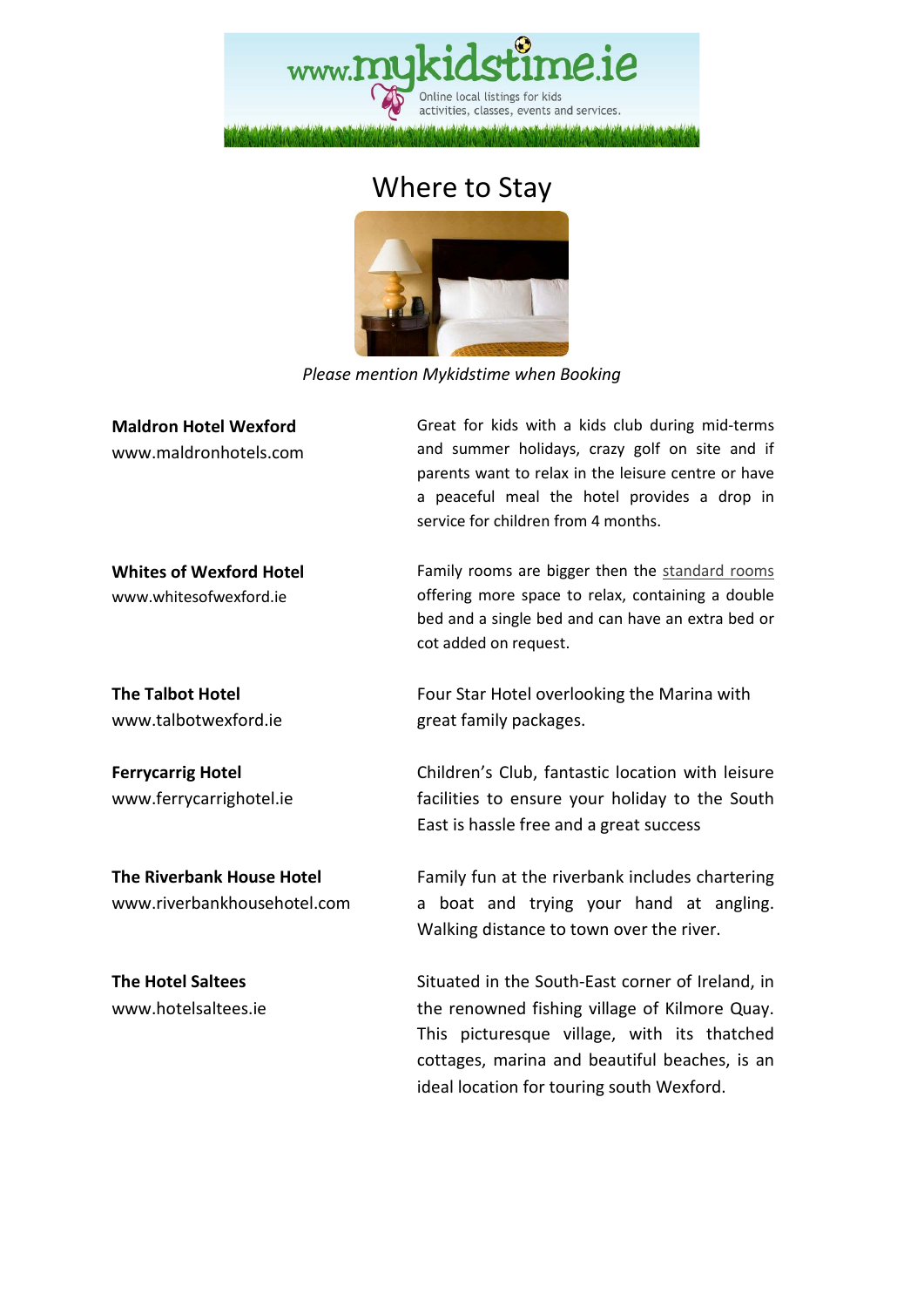# Where to Stay

*Please mention Mykidstime when Booking*

**Maldron Hotel Wexford**
www.maldronhotels.com

Great for kids with a kids club during mid-terms and summer holidays, crazy golf on site and if parents want to relax in the leisure centre or have a peaceful meal the hotel provides a drop in service for children from 4 months.

**Whites of Wexford Hotel**
www.whitesofwexford.ie

Family rooms are bigger then the standard rooms offering more space to relax, containing a double bed and a single bed and can have an extra bed or cot added on request.

**The Talbot Hotel**
www.talbotwexford.ie

Four Star Hotel overlooking the Marina with great family packages.

**Ferrycarrig Hotel**
www.ferrycarrighotel.ie

Children's Club, fantastic location with leisure facilities to ensure your holiday to the South East is hassle free and a great success

**The Riverbank House Hotel**
www.riverbankhousehotel.com

Family fun at the riverbank includes chartering a boat and trying your hand at angling. Walking distance to town over the river.

**The Hotel Saltees**
www.hotelsaltees.ie

Situated in the South-East corner of Ireland, in the renowned fishing village of Kilmore Quay. This picturesque village, with its thatched cottages, marina and beautiful beaches, is an ideal location for touring south Wexford.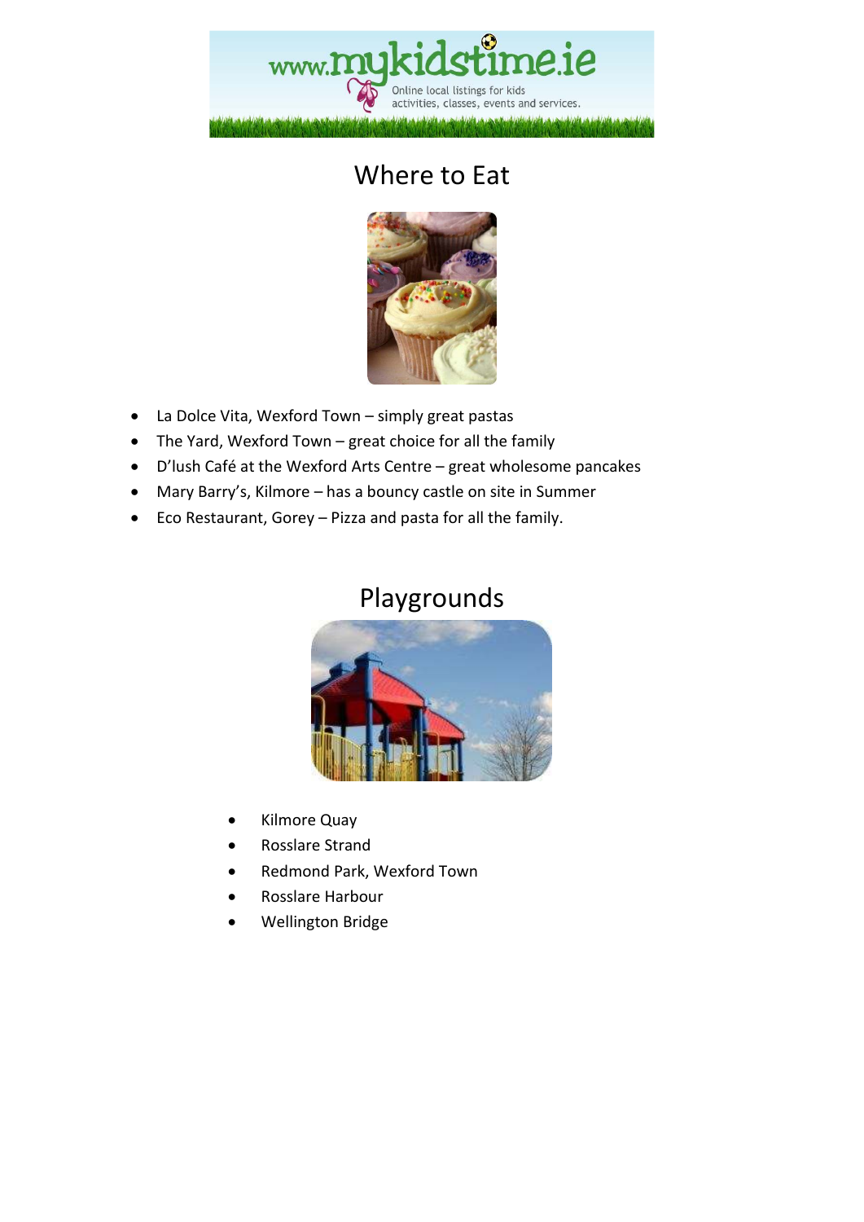# Where to Eat

- La Dolce Vita, Wexford Town – simply great pastas
- The Yard, Wexford Town – great choice for all the family
- D'lush Café at the Wexford Arts Centre – great wholesome pancakes
- Mary Barry's, Kilmore – has a bouncy castle on site in Summer
- Eco Restaurant, Gorey – Pizza and pasta for all the family.

# Playgrounds

- Kilmore Quay
- Rosslare Strand
- Redmond Park, Wexford Town
- Rosslare Harbour
- Wellington Bridge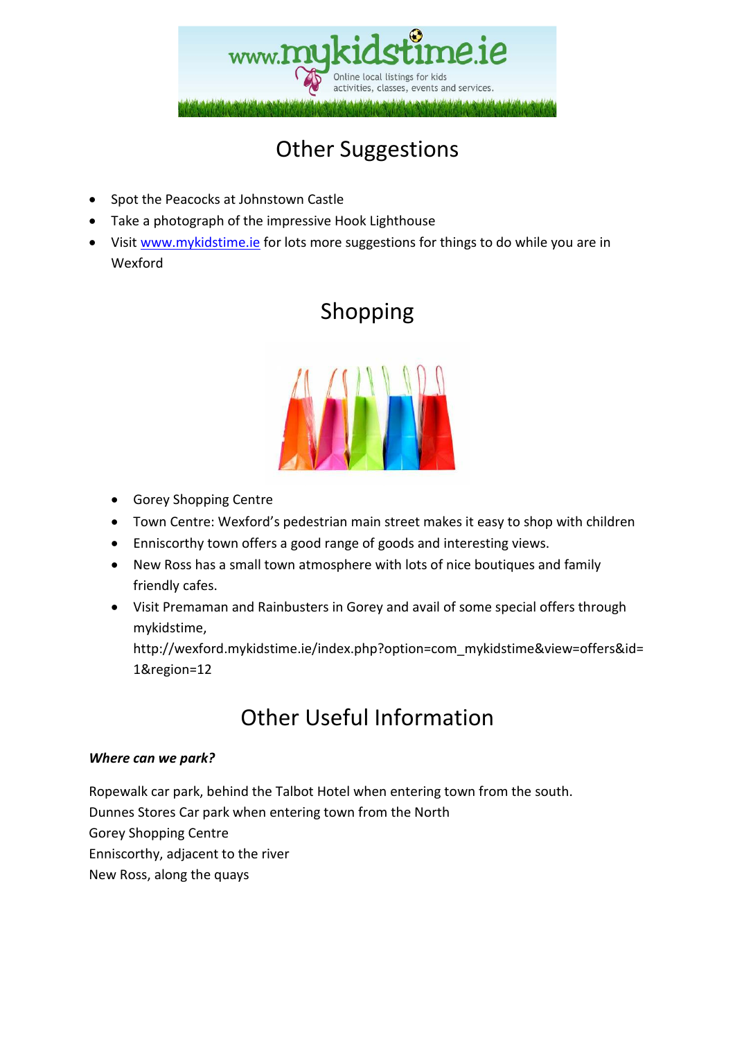# Other Suggestions

- Spot the Peacocks at Johnstown Castle
- Take a photograph of the impressive Hook Lighthouse
- Visit www.mykidstime.ie for lots more suggestions for things to do while you are in Wexford

# Shopping

- Gorey Shopping Centre
- Town Centre: Wexford's pedestrian main street makes it easy to shop with children
- Enniscorthy town offers a good range of goods and interesting views.
- New Ross has a small town atmosphere with lots of nice boutiques and family friendly cafes.
- Visit Premaman and Rainbusters in Gorey and avail of some special offers through mykidstime, http://wexford.mykidstime.ie/index.php?option=com_mykidstime&view=offers&id=1&region=12

# Other Useful Information

***Where can we park?***

Ropewalk car park, behind the Talbot Hotel when entering town from the south.
Dunnes Stores Car park when entering town from the North
Gorey Shopping Centre
Enniscorthy, adjacent to the river
New Ross, along the quays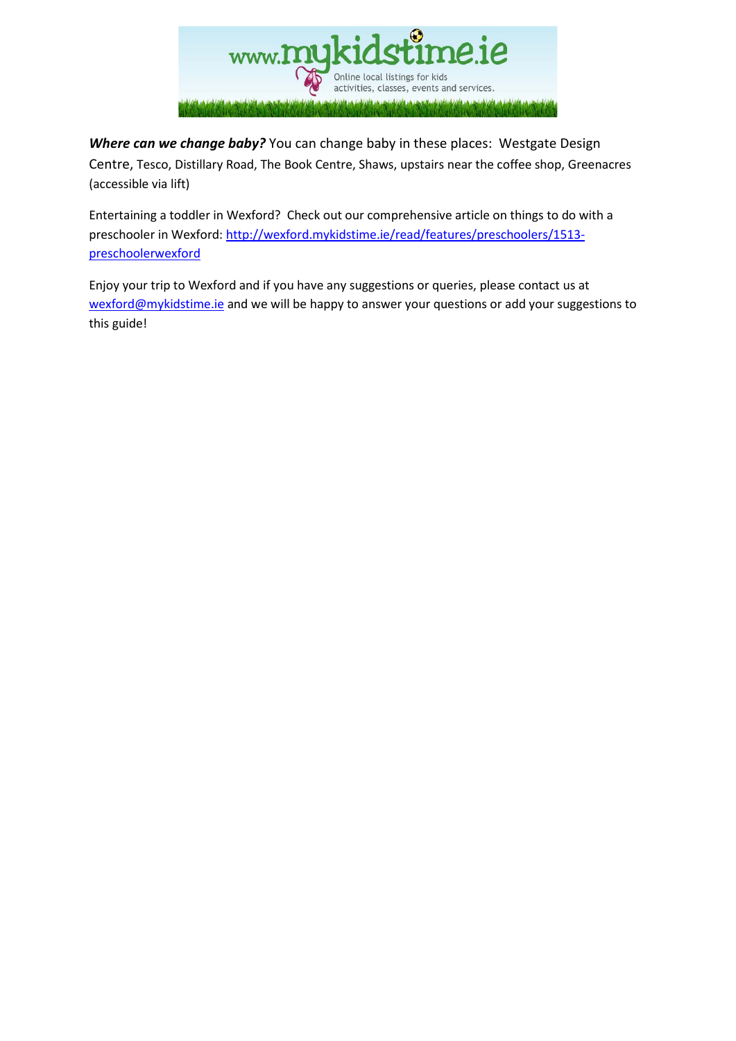***Where can we change baby?*** You can change baby in these places: Westgate Design Centre, Tesco, Distillary Road, The Book Centre, Shaws, upstairs near the coffee shop, Greenacres (accessible via lift)

Entertaining a toddler in Wexford? Check out our comprehensive article on things to do with a preschooler in Wexford: [http://wexford.mykidstime.ie/read/features/preschoolers/1513-preschoolerwexford](http://wexford.mykidstime.ie/read/features/preschoolers/1513-preschoolerwexford)

Enjoy your trip to Wexford and if you have any suggestions or queries, please contact us at [wexford@mykidstime.ie](mailto:wexford@mykidstime.ie) and we will be happy to answer your questions or add your suggestions to this guide!